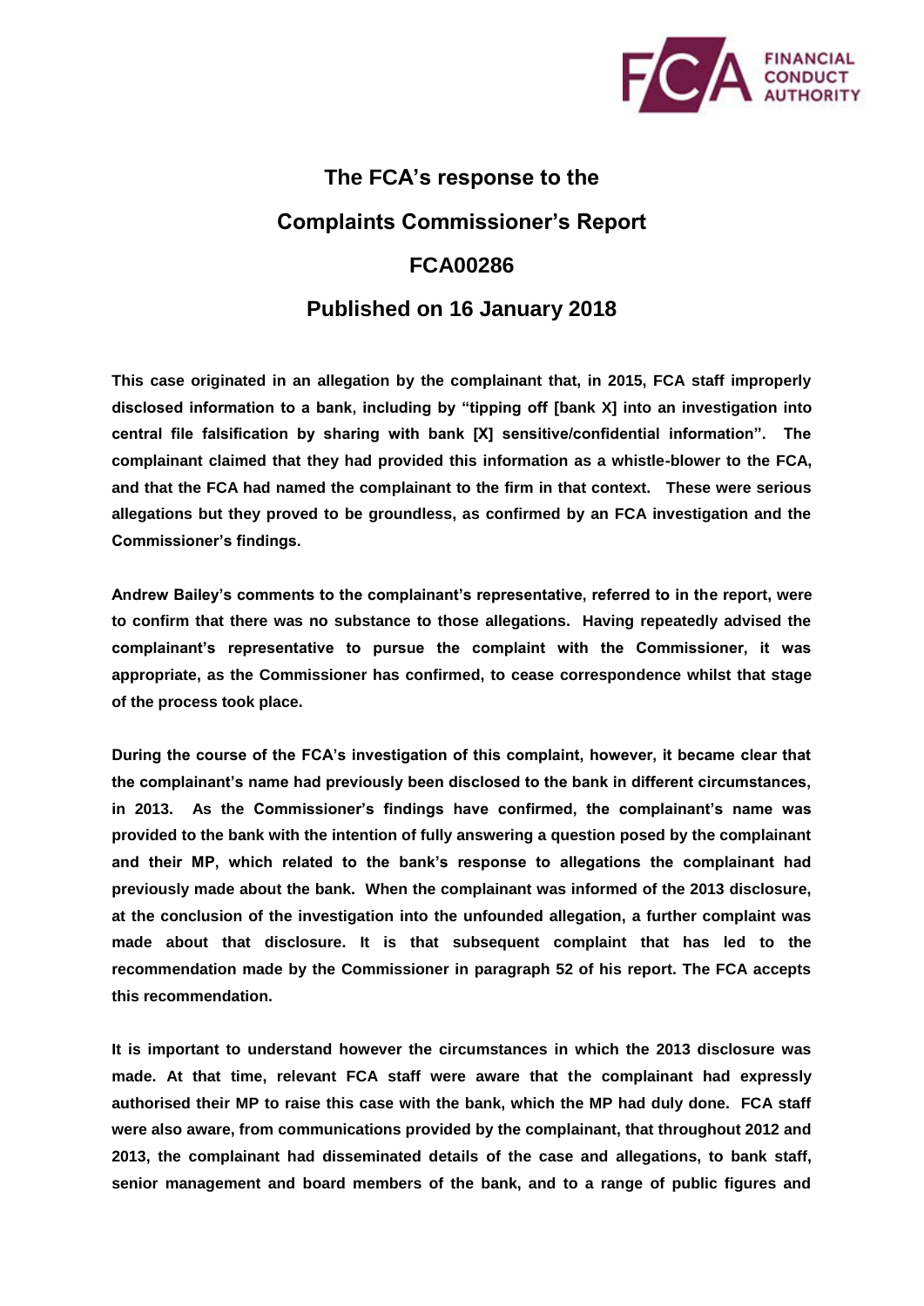# The FCA's response to the Complaints Commissioner's Report FCA00286 Published on 16 January 2018

**This case originated in an allegation by the complainant that, in 2015, FCA staff improperly disclosed information to a bank, including by "tipping off [bank X] into an investigation into central file falsification by sharing with bank [X] sensitive/confidential information". The complainant claimed that they had provided this information as a whistle-blower to the FCA, and that the FCA had named the complainant to the firm in that context. These were serious allegations but they proved to be groundless, as confirmed by an FCA investigation and the Commissioner's findings.**

**Andrew Bailey's comments to the complainant's representative, referred to in the report, were to confirm that there was no substance to those allegations. Having repeatedly advised the complainant's representative to pursue the complaint with the Commissioner, it was appropriate, as the Commissioner has confirmed, to cease correspondence whilst that stage of the process took place.**

**During the course of the FCA's investigation of this complaint, however, it became clear that the complainant's name had previously been disclosed to the bank in different circumstances, in 2013. As the Commissioner's findings have confirmed, the complainant's name was provided to the bank with the intention of fully answering a question posed by the complainant and their MP, which related to the bank's response to allegations the complainant had previously made about the bank. When the complainant was informed of the 2013 disclosure, at the conclusion of the investigation into the unfounded allegation, a further complaint was made about that disclosure. It is that subsequent complaint that has led to the recommendation made by the Commissioner in paragraph 52 of his report. The FCA accepts this recommendation.**

**It is important to understand however the circumstances in which the 2013 disclosure was made. At that time, relevant FCA staff were aware that the complainant had expressly authorised their MP to raise this case with the bank, which the MP had duly done. FCA staff were also aware, from communications provided by the complainant, that throughout 2012 and 2013, the complainant had disseminated details of the case and allegations, to bank staff, senior management and board members of the bank, and to a range of public figures and**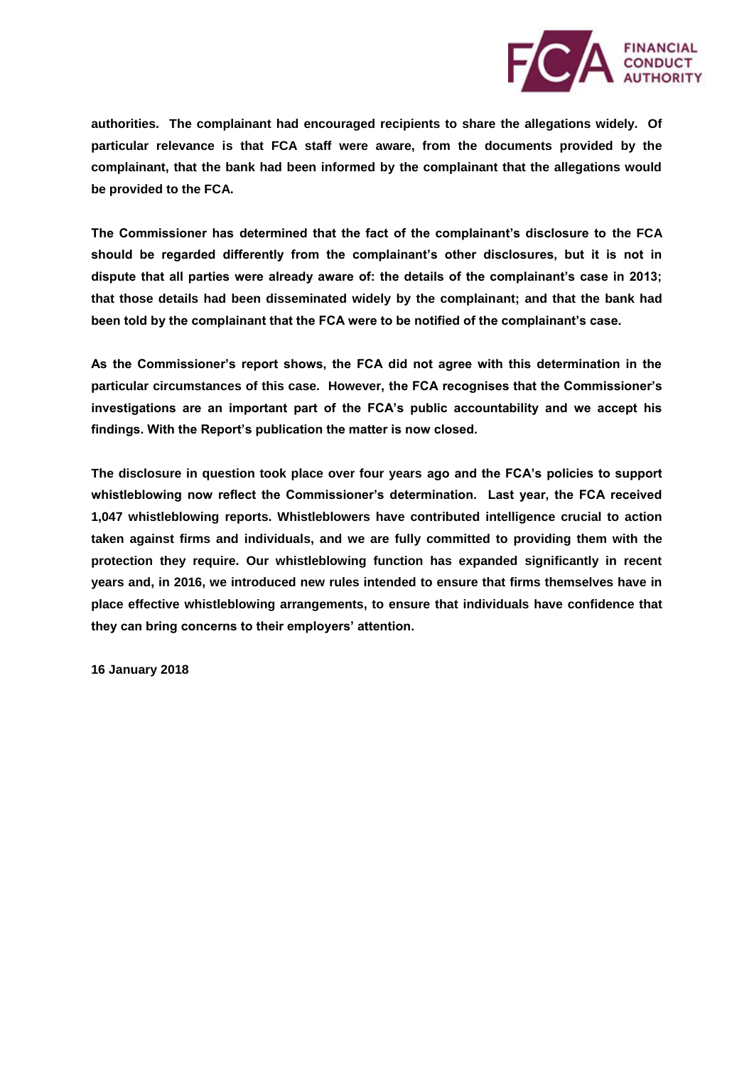**authorities. The complainant had encouraged recipients to share the allegations widely. Of particular relevance is that FCA staff were aware, from the documents provided by the complainant, that the bank had been informed by the complainant that the allegations would be provided to the FCA.**

**The Commissioner has determined that the fact of the complainant's disclosure to the FCA should be regarded differently from the complainant's other disclosures, but it is not in dispute that all parties were already aware of: the details of the complainant's case in 2013; that those details had been disseminated widely by the complainant; and that the bank had been told by the complainant that the FCA were to be notified of the complainant's case.**

**As the Commissioner's report shows, the FCA did not agree with this determination in the particular circumstances of this case. However, the FCA recognises that the Commissioner's investigations are an important part of the FCA's public accountability and we accept his findings. With the Report's publication the matter is now closed.**

**The disclosure in question took place over four years ago and the FCA's policies to support whistleblowing now reflect the Commissioner's determination. Last year, the FCA received 1,047 whistleblowing reports. Whistleblowers have contributed intelligence crucial to action taken against firms and individuals, and we are fully committed to providing them with the protection they require. Our whistleblowing function has expanded significantly in recent years and, in 2016, we introduced new rules intended to ensure that firms themselves have in place effective whistleblowing arrangements, to ensure that individuals have confidence that they can bring concerns to their employers' attention.**

**16 January 2018**